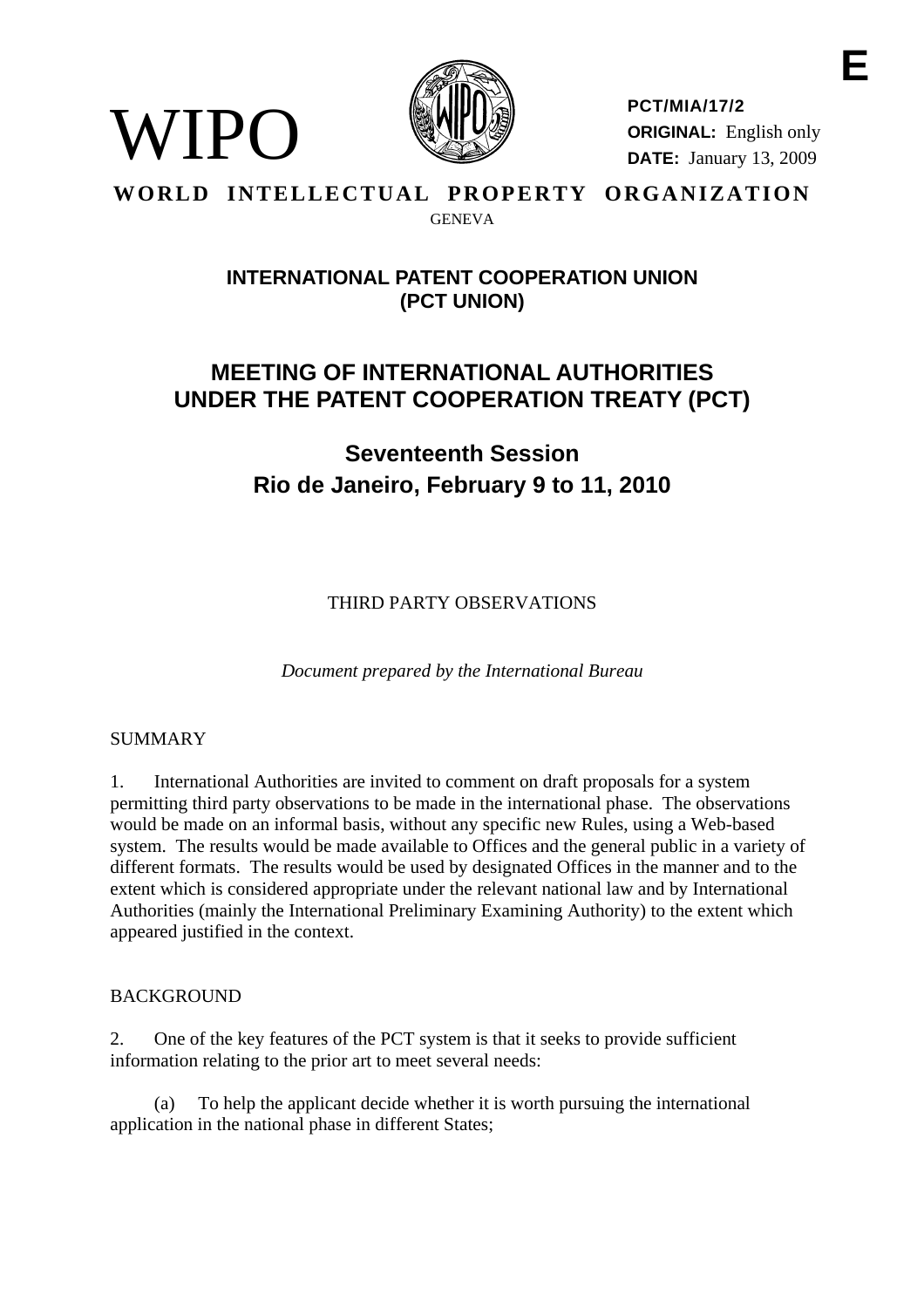E

WIPO

PCT/MIA/17/2
**ORIGINAL:** English only
**DATE:** January 13, 2009

**WORLD INTELLECTUAL PROPERTY ORGANIZATION**
GENEVA

## INTERNATIONAL PATENT COOPERATION UNION (PCT UNION)

# MEETING OF INTERNATIONAL AUTHORITIES UNDER THE PATENT COOPERATION TREATY (PCT)

## Seventeenth Session
## Rio de Janeiro, February 9 to 11, 2010

THIRD PARTY OBSERVATIONS

*Document prepared by the International Bureau*

SUMMARY

1. International Authorities are invited to comment on draft proposals for a system permitting third party observations to be made in the international phase. The observations would be made on an informal basis, without any specific new Rules, using a Web-based system. The results would be made available to Offices and the general public in a variety of different formats. The results would be used by designated Offices in the manner and to the extent which is considered appropriate under the relevant national law and by International Authorities (mainly the International Preliminary Examining Authority) to the extent which appeared justified in the context.

BACKGROUND

2. One of the key features of the PCT system is that it seeks to provide sufficient information relating to the prior art to meet several needs:

(a) To help the applicant decide whether it is worth pursuing the international application in the national phase in different States;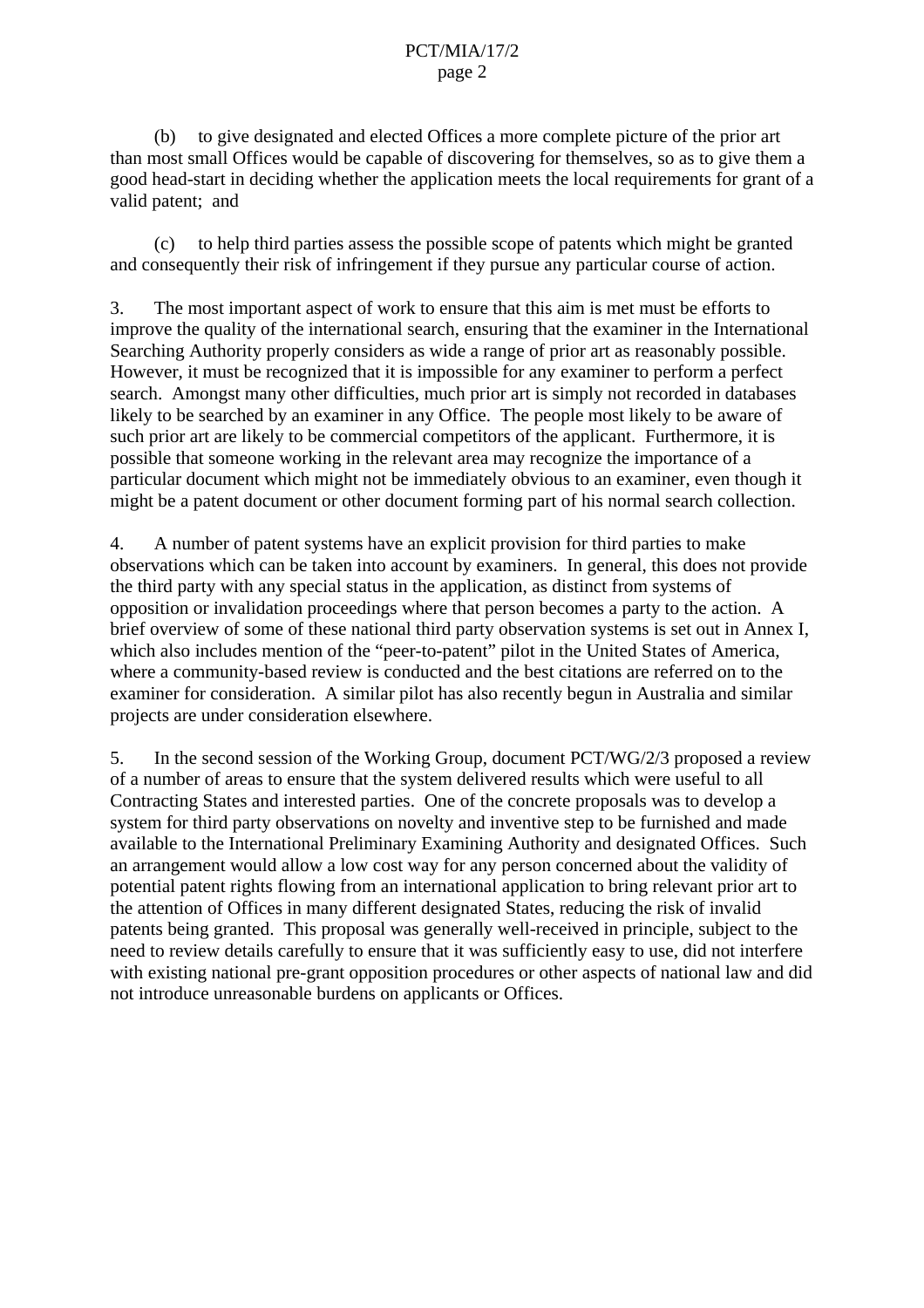(b) to give designated and elected Offices a more complete picture of the prior art than most small Offices would be capable of discovering for themselves, so as to give them a good head-start in deciding whether the application meets the local requirements for grant of a valid patent; and

(c) to help third parties assess the possible scope of patents which might be granted and consequently their risk of infringement if they pursue any particular course of action.

3. The most important aspect of work to ensure that this aim is met must be efforts to improve the quality of the international search, ensuring that the examiner in the International Searching Authority properly considers as wide a range of prior art as reasonably possible. However, it must be recognized that it is impossible for any examiner to perform a perfect search. Amongst many other difficulties, much prior art is simply not recorded in databases likely to be searched by an examiner in any Office. The people most likely to be aware of such prior art are likely to be commercial competitors of the applicant. Furthermore, it is possible that someone working in the relevant area may recognize the importance of a particular document which might not be immediately obvious to an examiner, even though it might be a patent document or other document forming part of his normal search collection.

4. A number of patent systems have an explicit provision for third parties to make observations which can be taken into account by examiners. In general, this does not provide the third party with any special status in the application, as distinct from systems of opposition or invalidation proceedings where that person becomes a party to the action. A brief overview of some of these national third party observation systems is set out in Annex I, which also includes mention of the "peer-to-patent" pilot in the United States of America, where a community-based review is conducted and the best citations are referred on to the examiner for consideration. A similar pilot has also recently begun in Australia and similar projects are under consideration elsewhere.

5. In the second session of the Working Group, document PCT/WG/2/3 proposed a review of a number of areas to ensure that the system delivered results which were useful to all Contracting States and interested parties. One of the concrete proposals was to develop a system for third party observations on novelty and inventive step to be furnished and made available to the International Preliminary Examining Authority and designated Offices. Such an arrangement would allow a low cost way for any person concerned about the validity of potential patent rights flowing from an international application to bring relevant prior art to the attention of Offices in many different designated States, reducing the risk of invalid patents being granted. This proposal was generally well-received in principle, subject to the need to review details carefully to ensure that it was sufficiently easy to use, did not interfere with existing national pre-grant opposition procedures or other aspects of national law and did not introduce unreasonable burdens on applicants or Offices.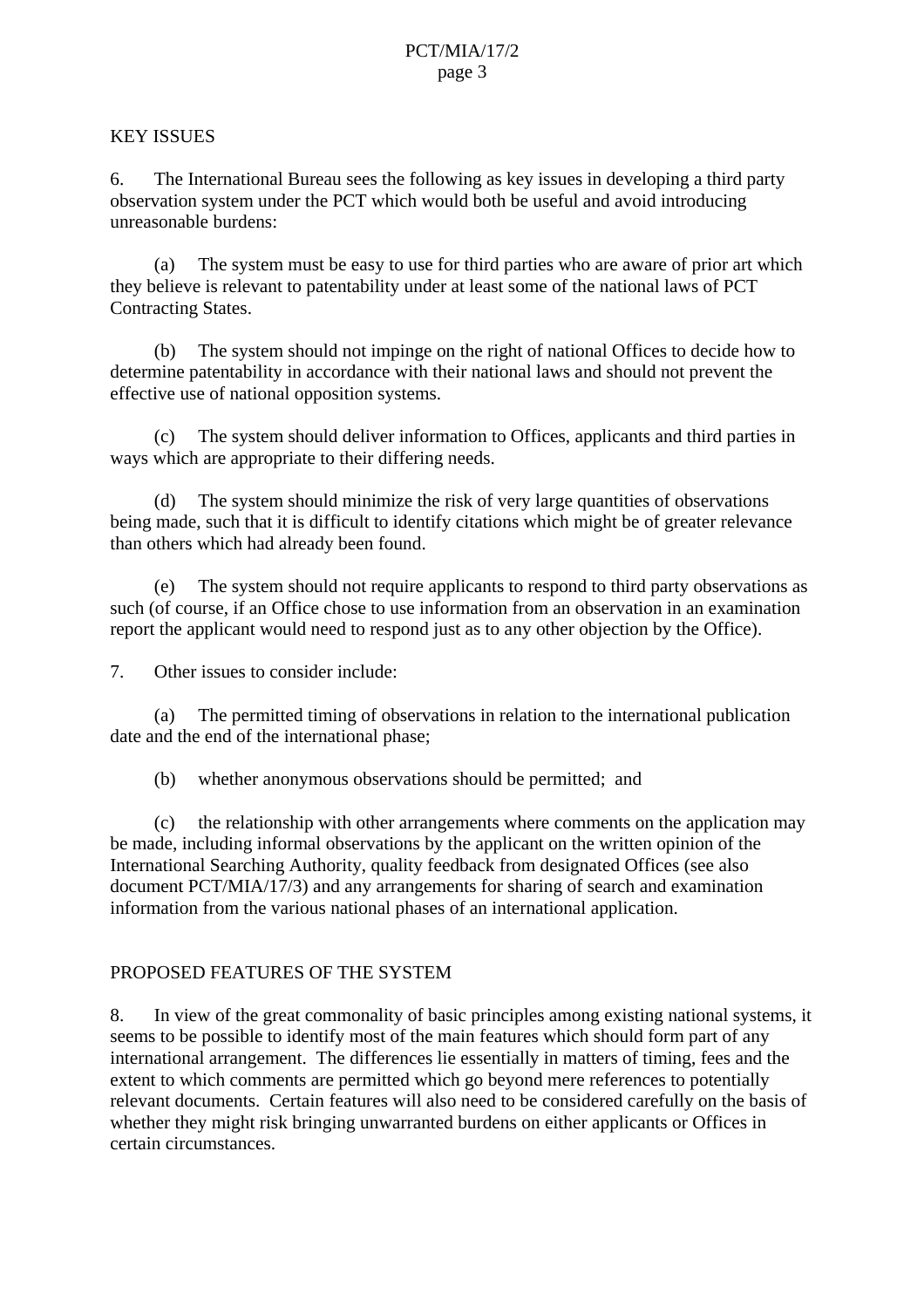## KEY ISSUES

6. The International Bureau sees the following as key issues in developing a third party observation system under the PCT which would both be useful and avoid introducing unreasonable burdens:

(a) The system must be easy to use for third parties who are aware of prior art which they believe is relevant to patentability under at least some of the national laws of PCT Contracting States.

(b) The system should not impinge on the right of national Offices to decide how to determine patentability in accordance with their national laws and should not prevent the effective use of national opposition systems.

(c) The system should deliver information to Offices, applicants and third parties in ways which are appropriate to their differing needs.

(d) The system should minimize the risk of very large quantities of observations being made, such that it is difficult to identify citations which might be of greater relevance than others which had already been found.

(e) The system should not require applicants to respond to third party observations as such (of course, if an Office chose to use information from an observation in an examination report the applicant would need to respond just as to any other objection by the Office).

7. Other issues to consider include:

(a) The permitted timing of observations in relation to the international publication date and the end of the international phase;

(b) whether anonymous observations should be permitted; and

(c) the relationship with other arrangements where comments on the application may be made, including informal observations by the applicant on the written opinion of the International Searching Authority, quality feedback from designated Offices (see also document PCT/MIA/17/3) and any arrangements for sharing of search and examination information from the various national phases of an international application.

## PROPOSED FEATURES OF THE SYSTEM

8. In view of the great commonality of basic principles among existing national systems, it seems to be possible to identify most of the main features which should form part of any international arrangement. The differences lie essentially in matters of timing, fees and the extent to which comments are permitted which go beyond mere references to potentially relevant documents. Certain features will also need to be considered carefully on the basis of whether they might risk bringing unwarranted burdens on either applicants or Offices in certain circumstances.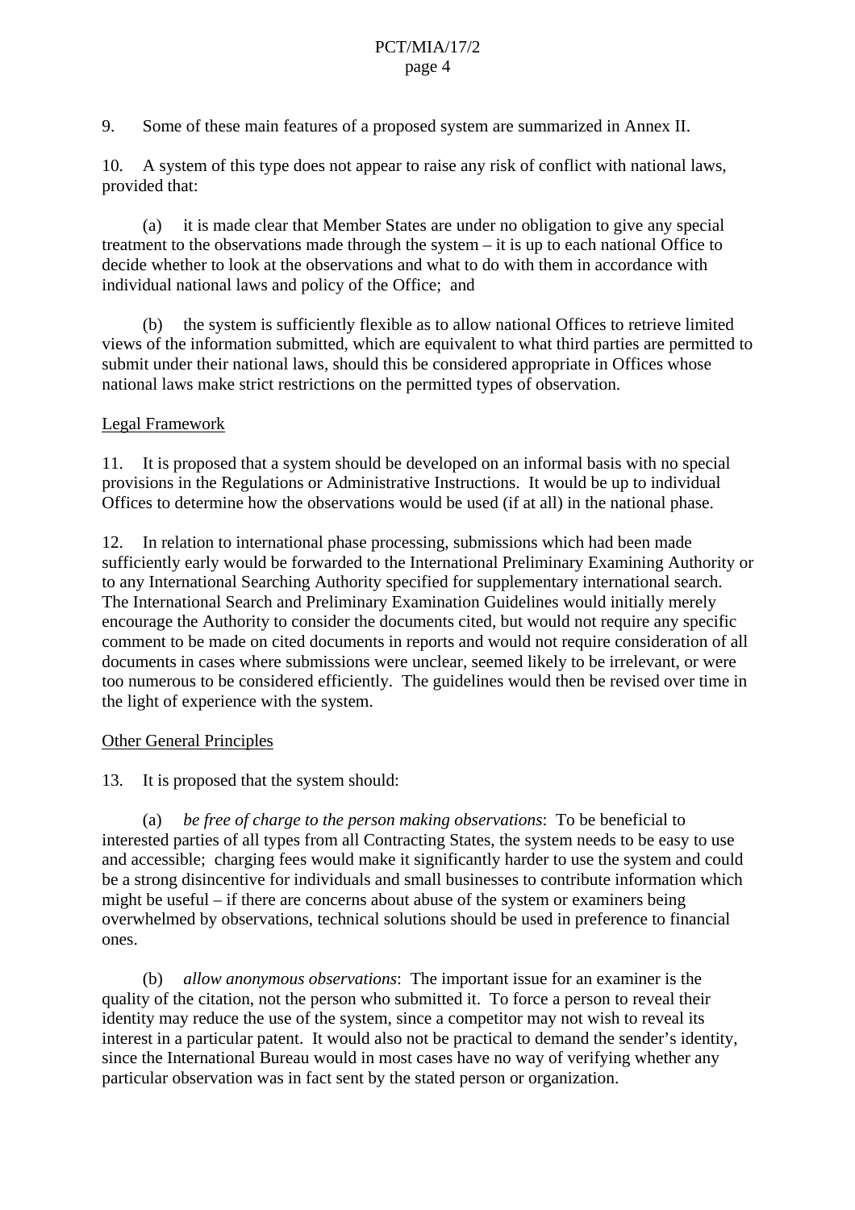9. Some of these main features of a proposed system are summarized in Annex II.

10. A system of this type does not appear to raise any risk of conflict with national laws, provided that:

(a) it is made clear that Member States are under no obligation to give any special treatment to the observations made through the system – it is up to each national Office to decide whether to look at the observations and what to do with them in accordance with individual national laws and policy of the Office; and

(b) the system is sufficiently flexible as to allow national Offices to retrieve limited views of the information submitted, which are equivalent to what third parties are permitted to submit under their national laws, should this be considered appropriate in Offices whose national laws make strict restrictions on the permitted types of observation.

Legal Framework

11. It is proposed that a system should be developed on an informal basis with no special provisions in the Regulations or Administrative Instructions. It would be up to individual Offices to determine how the observations would be used (if at all) in the national phase.

12. In relation to international phase processing, submissions which had been made sufficiently early would be forwarded to the International Preliminary Examining Authority or to any International Searching Authority specified for supplementary international search. The International Search and Preliminary Examination Guidelines would initially merely encourage the Authority to consider the documents cited, but would not require any specific comment to be made on cited documents in reports and would not require consideration of all documents in cases where submissions were unclear, seemed likely to be irrelevant, or were too numerous to be considered efficiently. The guidelines would then be revised over time in the light of experience with the system.

Other General Principles

13. It is proposed that the system should:

(a) *be free of charge to the person making observations*: To be beneficial to interested parties of all types from all Contracting States, the system needs to be easy to use and accessible; charging fees would make it significantly harder to use the system and could be a strong disincentive for individuals and small businesses to contribute information which might be useful – if there are concerns about abuse of the system or examiners being overwhelmed by observations, technical solutions should be used in preference to financial ones.

(b) *allow anonymous observations*: The important issue for an examiner is the quality of the citation, not the person who submitted it. To force a person to reveal their identity may reduce the use of the system, since a competitor may not wish to reveal its interest in a particular patent. It would also not be practical to demand the sender's identity, since the International Bureau would in most cases have no way of verifying whether any particular observation was in fact sent by the stated person or organization.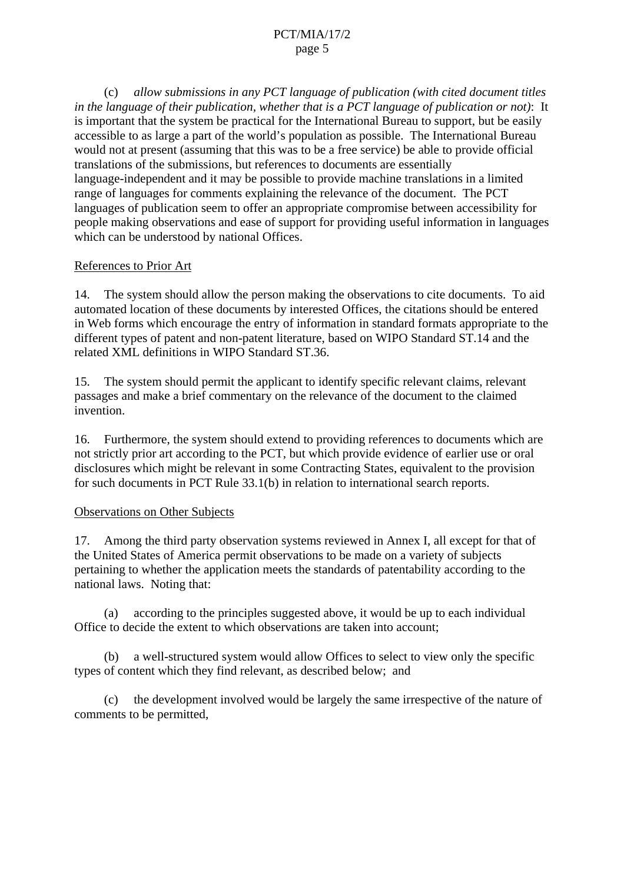(c) *allow submissions in any PCT language of publication (with cited document titles in the language of their publication, whether that is a PCT language of publication or not)*: It is important that the system be practical for the International Bureau to support, but be easily accessible to as large a part of the world's population as possible. The International Bureau would not at present (assuming that this was to be a free service) be able to provide official translations of the submissions, but references to documents are essentially language-independent and it may be possible to provide machine translations in a limited range of languages for comments explaining the relevance of the document. The PCT languages of publication seem to offer an appropriate compromise between accessibility for people making observations and ease of support for providing useful information in languages which can be understood by national Offices.

References to Prior Art

14. The system should allow the person making the observations to cite documents. To aid automated location of these documents by interested Offices, the citations should be entered in Web forms which encourage the entry of information in standard formats appropriate to the different types of patent and non-patent literature, based on WIPO Standard ST.14 and the related XML definitions in WIPO Standard ST.36.

15. The system should permit the applicant to identify specific relevant claims, relevant passages and make a brief commentary on the relevance of the document to the claimed invention.

16. Furthermore, the system should extend to providing references to documents which are not strictly prior art according to the PCT, but which provide evidence of earlier use or oral disclosures which might be relevant in some Contracting States, equivalent to the provision for such documents in PCT Rule 33.1(b) in relation to international search reports.

Observations on Other Subjects

17. Among the third party observation systems reviewed in Annex I, all except for that of the United States of America permit observations to be made on a variety of subjects pertaining to whether the application meets the standards of patentability according to the national laws. Noting that:

(a) according to the principles suggested above, it would be up to each individual Office to decide the extent to which observations are taken into account;

(b) a well-structured system would allow Offices to select to view only the specific types of content which they find relevant, as described below; and

(c) the development involved would be largely the same irrespective of the nature of comments to be permitted,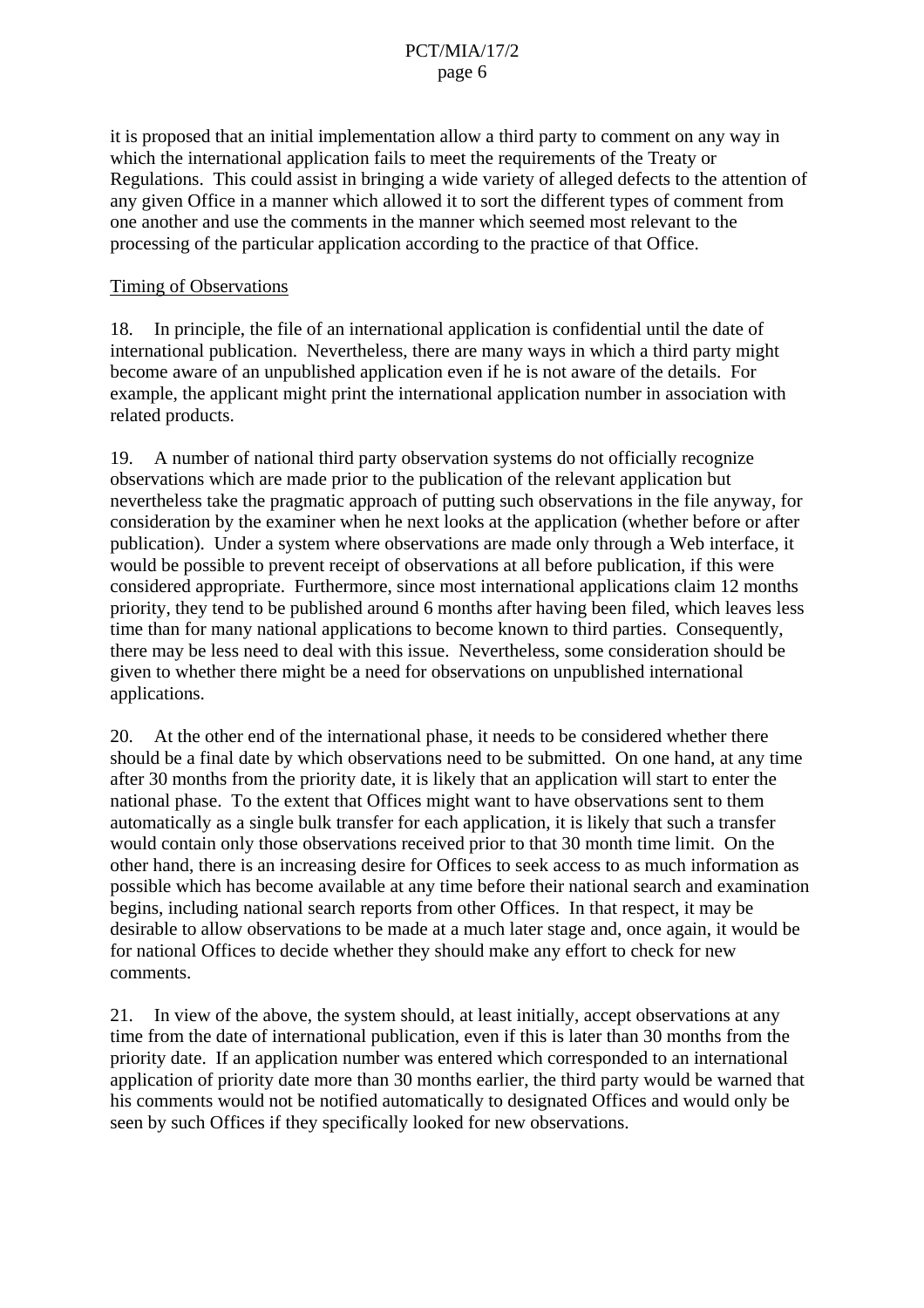it is proposed that an initial implementation allow a third party to comment on any way in which the international application fails to meet the requirements of the Treaty or Regulations. This could assist in bringing a wide variety of alleged defects to the attention of any given Office in a manner which allowed it to sort the different types of comment from one another and use the comments in the manner which seemed most relevant to the processing of the particular application according to the practice of that Office.

Timing of Observations

18. In principle, the file of an international application is confidential until the date of international publication. Nevertheless, there are many ways in which a third party might become aware of an unpublished application even if he is not aware of the details. For example, the applicant might print the international application number in association with related products.

19. A number of national third party observation systems do not officially recognize observations which are made prior to the publication of the relevant application but nevertheless take the pragmatic approach of putting such observations in the file anyway, for consideration by the examiner when he next looks at the application (whether before or after publication). Under a system where observations are made only through a Web interface, it would be possible to prevent receipt of observations at all before publication, if this were considered appropriate. Furthermore, since most international applications claim 12 months priority, they tend to be published around 6 months after having been filed, which leaves less time than for many national applications to become known to third parties. Consequently, there may be less need to deal with this issue. Nevertheless, some consideration should be given to whether there might be a need for observations on unpublished international applications.

20. At the other end of the international phase, it needs to be considered whether there should be a final date by which observations need to be submitted. On one hand, at any time after 30 months from the priority date, it is likely that an application will start to enter the national phase. To the extent that Offices might want to have observations sent to them automatically as a single bulk transfer for each application, it is likely that such a transfer would contain only those observations received prior to that 30 month time limit. On the other hand, there is an increasing desire for Offices to seek access to as much information as possible which has become available at any time before their national search and examination begins, including national search reports from other Offices. In that respect, it may be desirable to allow observations to be made at a much later stage and, once again, it would be for national Offices to decide whether they should make any effort to check for new comments.

21. In view of the above, the system should, at least initially, accept observations at any time from the date of international publication, even if this is later than 30 months from the priority date. If an application number was entered which corresponded to an international application of priority date more than 30 months earlier, the third party would be warned that his comments would not be notified automatically to designated Offices and would only be seen by such Offices if they specifically looked for new observations.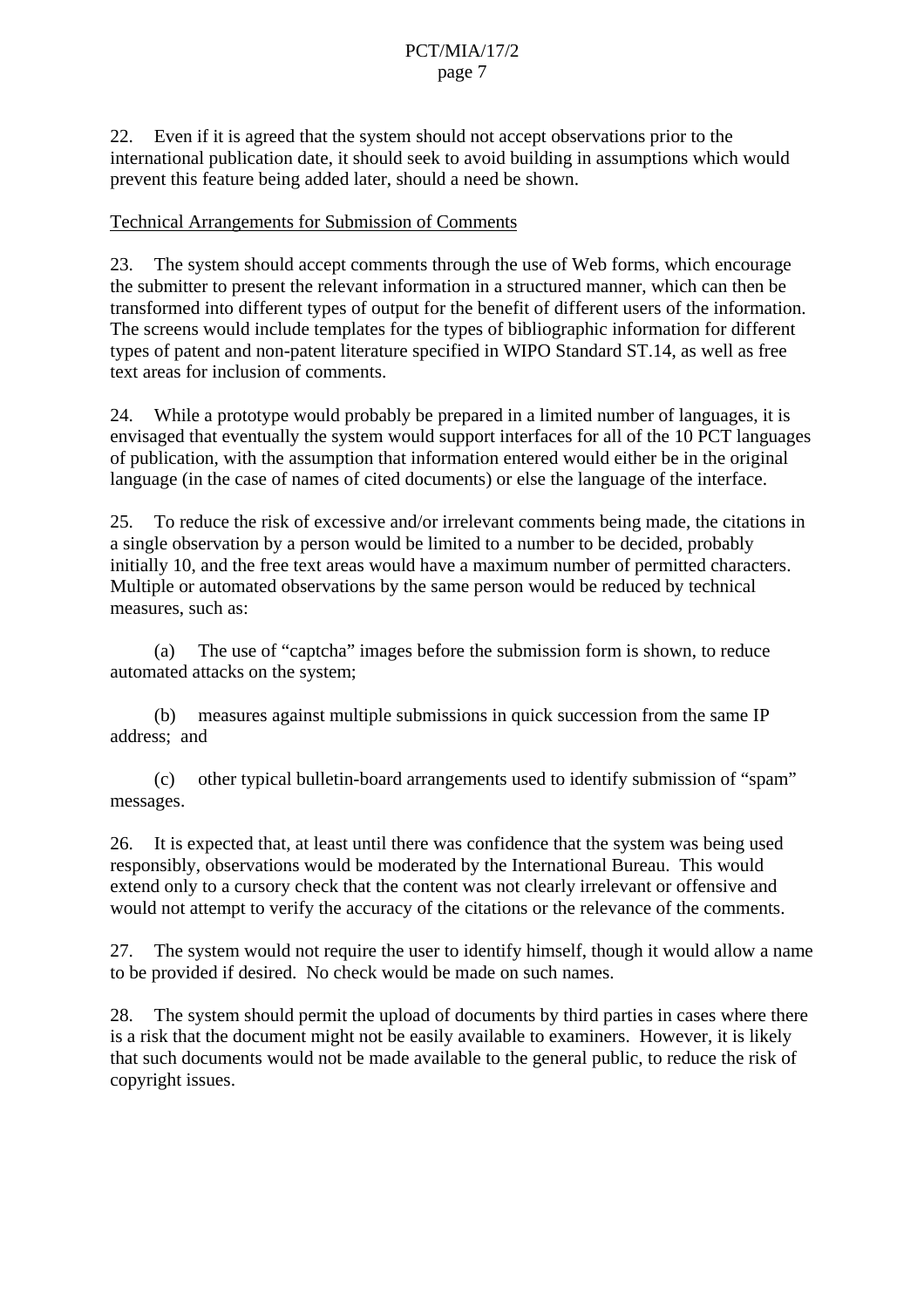22. Even if it is agreed that the system should not accept observations prior to the international publication date, it should seek to avoid building in assumptions which would prevent this feature being added later, should a need be shown.

Technical Arrangements for Submission of Comments

23. The system should accept comments through the use of Web forms, which encourage the submitter to present the relevant information in a structured manner, which can then be transformed into different types of output for the benefit of different users of the information. The screens would include templates for the types of bibliographic information for different types of patent and non-patent literature specified in WIPO Standard ST.14, as well as free text areas for inclusion of comments.

24. While a prototype would probably be prepared in a limited number of languages, it is envisaged that eventually the system would support interfaces for all of the 10 PCT languages of publication, with the assumption that information entered would either be in the original language (in the case of names of cited documents) or else the language of the interface.

25. To reduce the risk of excessive and/or irrelevant comments being made, the citations in a single observation by a person would be limited to a number to be decided, probably initially 10, and the free text areas would have a maximum number of permitted characters. Multiple or automated observations by the same person would be reduced by technical measures, such as:

(a) The use of "captcha" images before the submission form is shown, to reduce automated attacks on the system;

(b) measures against multiple submissions in quick succession from the same IP address; and

(c) other typical bulletin-board arrangements used to identify submission of "spam" messages.

26. It is expected that, at least until there was confidence that the system was being used responsibly, observations would be moderated by the International Bureau. This would extend only to a cursory check that the content was not clearly irrelevant or offensive and would not attempt to verify the accuracy of the citations or the relevance of the comments.

27. The system would not require the user to identify himself, though it would allow a name to be provided if desired. No check would be made on such names.

28. The system should permit the upload of documents by third parties in cases where there is a risk that the document might not be easily available to examiners. However, it is likely that such documents would not be made available to the general public, to reduce the risk of copyright issues.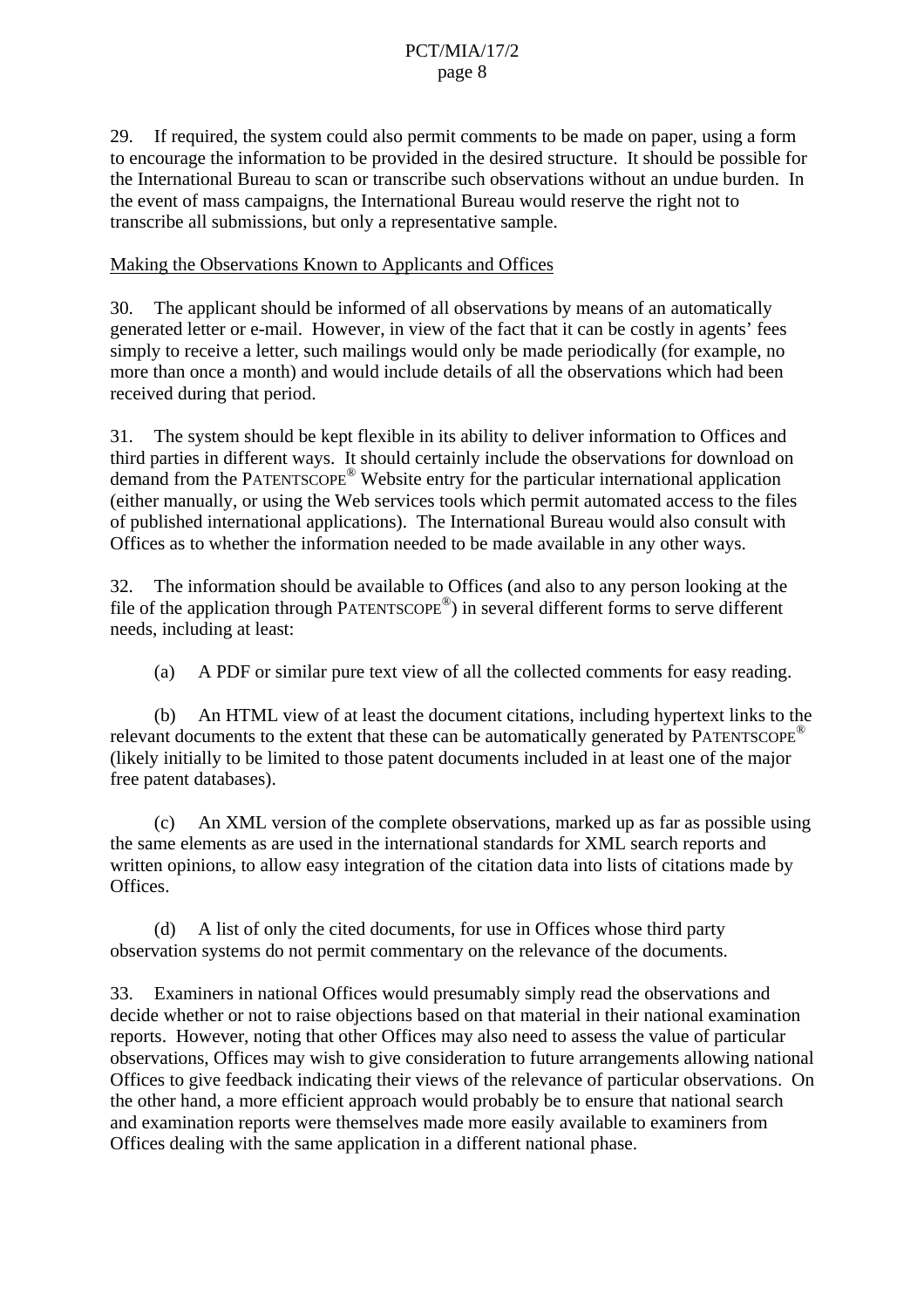29. If required, the system could also permit comments to be made on paper, using a form to encourage the information to be provided in the desired structure. It should be possible for the International Bureau to scan or transcribe such observations without an undue burden. In the event of mass campaigns, the International Bureau would reserve the right not to transcribe all submissions, but only a representative sample.

Making the Observations Known to Applicants and Offices

30. The applicant should be informed of all observations by means of an automatically generated letter or e-mail. However, in view of the fact that it can be costly in agents' fees simply to receive a letter, such mailings would only be made periodically (for example, no more than once a month) and would include details of all the observations which had been received during that period.

31. The system should be kept flexible in its ability to deliver information to Offices and third parties in different ways. It should certainly include the observations for download on demand from the PATENTSCOPE® Website entry for the particular international application (either manually, or using the Web services tools which permit automated access to the files of published international applications). The International Bureau would also consult with Offices as to whether the information needed to be made available in any other ways.

32. The information should be available to Offices (and also to any person looking at the file of the application through PATENTSCOPE®) in several different forms to serve different needs, including at least:

(a) A PDF or similar pure text view of all the collected comments for easy reading.

(b) An HTML view of at least the document citations, including hypertext links to the relevant documents to the extent that these can be automatically generated by PATENTSCOPE® (likely initially to be limited to those patent documents included in at least one of the major free patent databases).

(c) An XML version of the complete observations, marked up as far as possible using the same elements as are used in the international standards for XML search reports and written opinions, to allow easy integration of the citation data into lists of citations made by Offices.

(d) A list of only the cited documents, for use in Offices whose third party observation systems do not permit commentary on the relevance of the documents.

33. Examiners in national Offices would presumably simply read the observations and decide whether or not to raise objections based on that material in their national examination reports. However, noting that other Offices may also need to assess the value of particular observations, Offices may wish to give consideration to future arrangements allowing national Offices to give feedback indicating their views of the relevance of particular observations. On the other hand, a more efficient approach would probably be to ensure that national search and examination reports were themselves made more easily available to examiners from Offices dealing with the same application in a different national phase.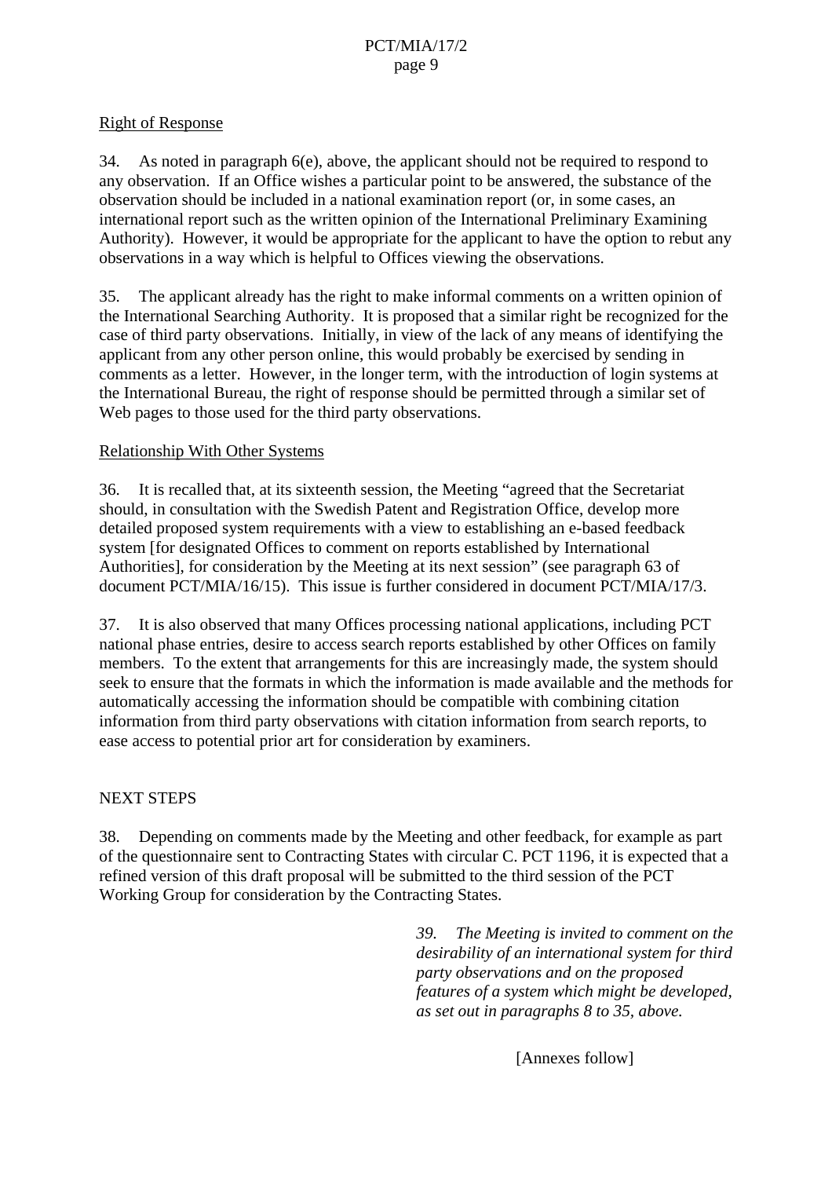Right of Response

34. As noted in paragraph 6(e), above, the applicant should not be required to respond to any observation. If an Office wishes a particular point to be answered, the substance of the observation should be included in a national examination report (or, in some cases, an international report such as the written opinion of the International Preliminary Examining Authority). However, it would be appropriate for the applicant to have the option to rebut any observations in a way which is helpful to Offices viewing the observations.

35. The applicant already has the right to make informal comments on a written opinion of the International Searching Authority. It is proposed that a similar right be recognized for the case of third party observations. Initially, in view of the lack of any means of identifying the applicant from any other person online, this would probably be exercised by sending in comments as a letter. However, in the longer term, with the introduction of login systems at the International Bureau, the right of response should be permitted through a similar set of Web pages to those used for the third party observations.

Relationship With Other Systems

36. It is recalled that, at its sixteenth session, the Meeting "agreed that the Secretariat should, in consultation with the Swedish Patent and Registration Office, develop more detailed proposed system requirements with a view to establishing an e-based feedback system [for designated Offices to comment on reports established by International Authorities], for consideration by the Meeting at its next session" (see paragraph 63 of document PCT/MIA/16/15). This issue is further considered in document PCT/MIA/17/3.

37. It is also observed that many Offices processing national applications, including PCT national phase entries, desire to access search reports established by other Offices on family members. To the extent that arrangements for this are increasingly made, the system should seek to ensure that the formats in which the information is made available and the methods for automatically accessing the information should be compatible with combining citation information from third party observations with citation information from search reports, to ease access to potential prior art for consideration by examiners.

## NEXT STEPS

38. Depending on comments made by the Meeting and other feedback, for example as part of the questionnaire sent to Contracting States with circular C. PCT 1196, it is expected that a refined version of this draft proposal will be submitted to the third session of the PCT Working Group for consideration by the Contracting States.

*39. The Meeting is invited to comment on the desirability of an international system for third party observations and on the proposed features of a system which might be developed, as set out in paragraphs 8 to 35, above.*

[Annexes follow]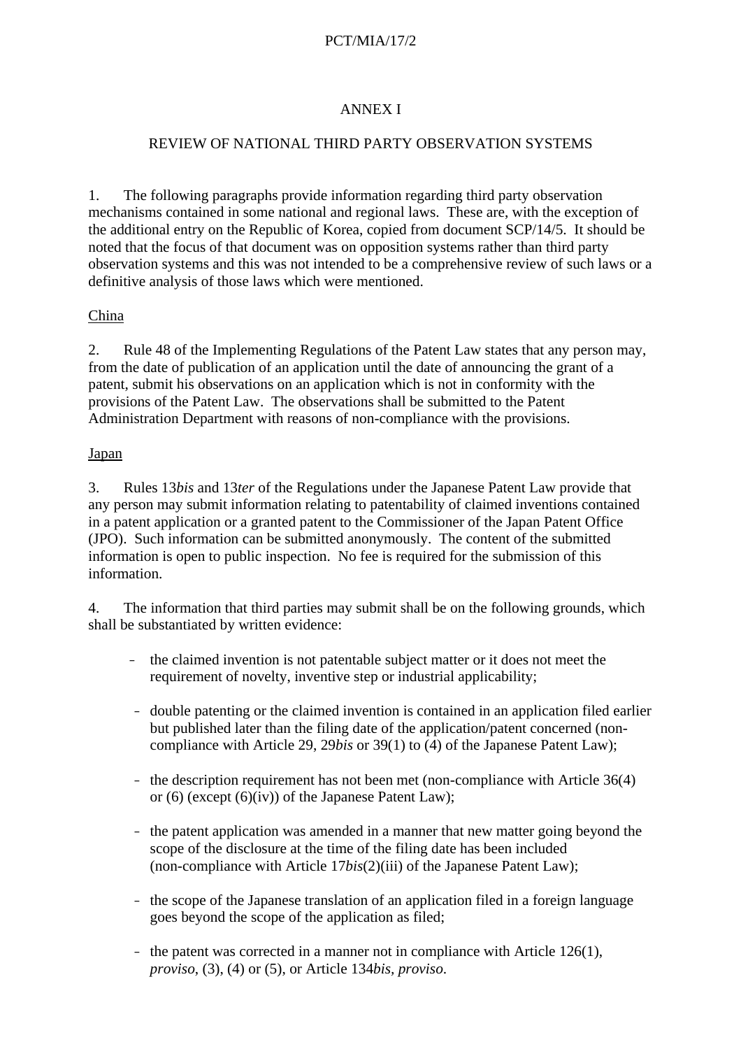# ANNEX I

## REVIEW OF NATIONAL THIRD PARTY OBSERVATION SYSTEMS

1. The following paragraphs provide information regarding third party observation mechanisms contained in some national and regional laws. These are, with the exception of the additional entry on the Republic of Korea, copied from document SCP/14/5. It should be noted that the focus of that document was on opposition systems rather than third party observation systems and this was not intended to be a comprehensive review of such laws or a definitive analysis of those laws which were mentioned.

### China

2. Rule 48 of the Implementing Regulations of the Patent Law states that any person may, from the date of publication of an application until the date of announcing the grant of a patent, submit his observations on an application which is not in conformity with the provisions of the Patent Law. The observations shall be submitted to the Patent Administration Department with reasons of non-compliance with the provisions.

### Japan

3. Rules 13*bis* and 13*ter* of the Regulations under the Japanese Patent Law provide that any person may submit information relating to patentability of claimed inventions contained in a patent application or a granted patent to the Commissioner of the Japan Patent Office (JPO). Such information can be submitted anonymously. The content of the submitted information is open to public inspection. No fee is required for the submission of this information.

4. The information that third parties may submit shall be on the following grounds, which shall be substantiated by written evidence:

- the claimed invention is not patentable subject matter or it does not meet the requirement of novelty, inventive step or industrial applicability;
- double patenting or the claimed invention is contained in an application filed earlier but published later than the filing date of the application/patent concerned (non-compliance with Article 29, 29*bis* or 39(1) to (4) of the Japanese Patent Law);
- the description requirement has not been met (non-compliance with Article 36(4) or (6) (except (6)(iv)) of the Japanese Patent Law);
- the patent application was amended in a manner that new matter going beyond the scope of the disclosure at the time of the filing date has been included (non-compliance with Article 17*bis*(2)(iii) of the Japanese Patent Law);
- the scope of the Japanese translation of an application filed in a foreign language goes beyond the scope of the application as filed;
- the patent was corrected in a manner not in compliance with Article 126(1), *proviso*, (3), (4) or (5), or Article 134*bis*, *proviso*.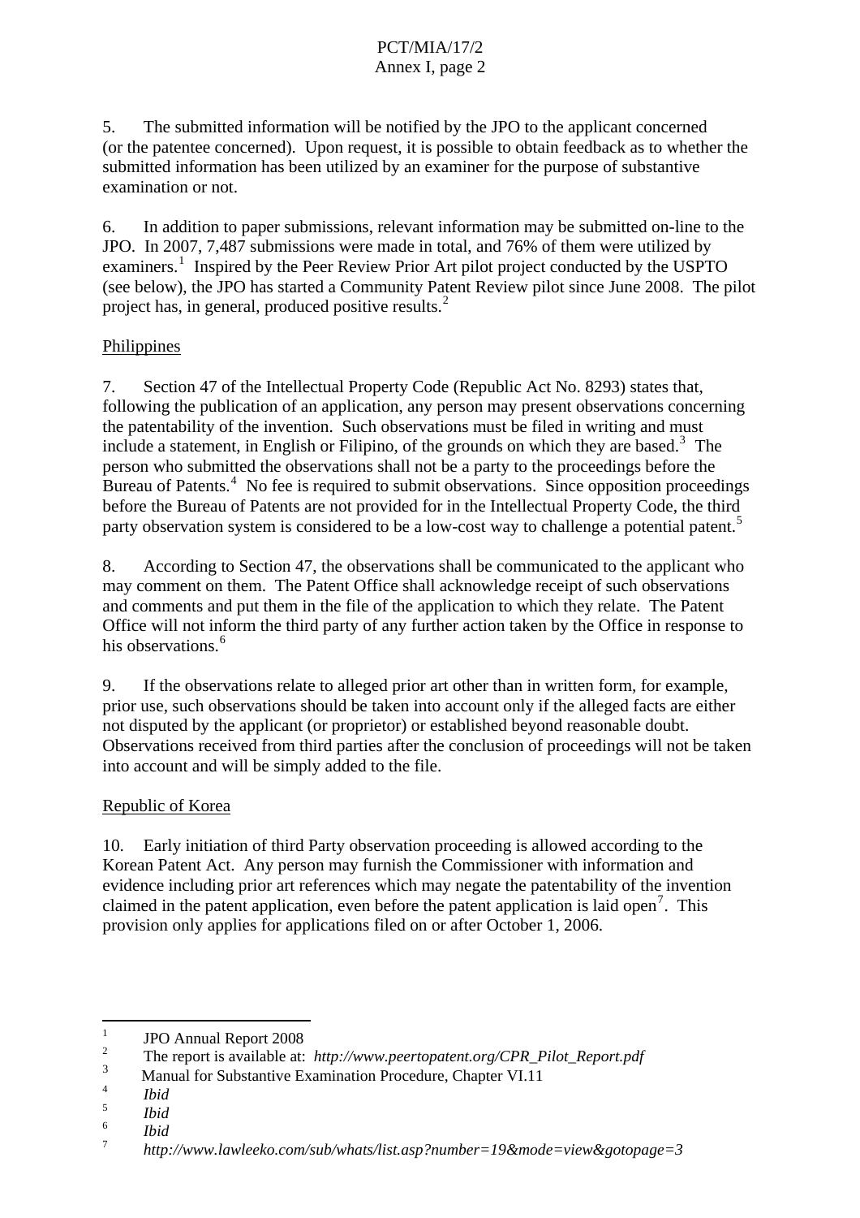5. The submitted information will be notified by the JPO to the applicant concerned (or the patentee concerned). Upon request, it is possible to obtain feedback as to whether the submitted information has been utilized by an examiner for the purpose of substantive examination or not.

6. In addition to paper submissions, relevant information may be submitted on-line to the JPO. In 2007, 7,487 submissions were made in total, and 76% of them were utilized by examiners.[1] Inspired by the Peer Review Prior Art pilot project conducted by the USPTO (see below), the JPO has started a Community Patent Review pilot since June 2008. The pilot project has, in general, produced positive results.[2]

Philippines

7. Section 47 of the Intellectual Property Code (Republic Act No. 8293) states that, following the publication of an application, any person may present observations concerning the patentability of the invention. Such observations must be filed in writing and must include a statement, in English or Filipino, of the grounds on which they are based.[3] The person who submitted the observations shall not be a party to the proceedings before the Bureau of Patents.[4] No fee is required to submit observations. Since opposition proceedings before the Bureau of Patents are not provided for in the Intellectual Property Code, the third party observation system is considered to be a low-cost way to challenge a potential patent.[5]

8. According to Section 47, the observations shall be communicated to the applicant who may comment on them. The Patent Office shall acknowledge receipt of such observations and comments and put them in the file of the application to which they relate. The Patent Office will not inform the third party of any further action taken by the Office in response to his observations.[6]

9. If the observations relate to alleged prior art other than in written form, for example, prior use, such observations should be taken into account only if the alleged facts are either not disputed by the applicant (or proprietor) or established beyond reasonable doubt. Observations received from third parties after the conclusion of proceedings will not be taken into account and will be simply added to the file.

Republic of Korea

10. Early initiation of third Party observation proceeding is allowed according to the Korean Patent Act. Any person may furnish the Commissioner with information and evidence including prior art references which may negate the patentability of the invention claimed in the patent application, even before the patent application is laid open[7]. This provision only applies for applications filed on or after October 1, 2006.

---

[1] JPO Annual Report 2008

[2] The report is available at: *http://www.peertopatent.org/CPR_Pilot_Report.pdf*

[3] Manual for Substantive Examination Procedure, Chapter VI.11

[4] *Ibid*

[5] *Ibid*

[6] *Ibid*

[7] *http://www.lawleeko.com/sub/whats/list.asp?number=19&mode=view&gotopage=3*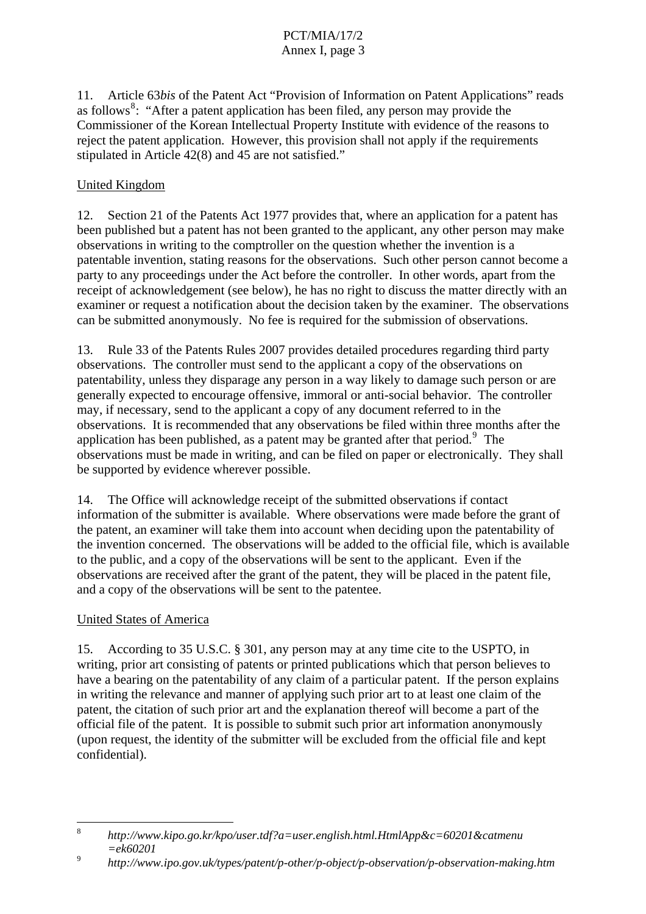11. Article 63*bis* of the Patent Act "Provision of Information on Patent Applications" reads as follows[8]: "After a patent application has been filed, any person may provide the Commissioner of the Korean Intellectual Property Institute with evidence of the reasons to reject the patent application. However, this provision shall not apply if the requirements stipulated in Article 42(8) and 45 are not satisfied."

United Kingdom

12. Section 21 of the Patents Act 1977 provides that, where an application for a patent has been published but a patent has not been granted to the applicant, any other person may make observations in writing to the comptroller on the question whether the invention is a patentable invention, stating reasons for the observations. Such other person cannot become a party to any proceedings under the Act before the controller. In other words, apart from the receipt of acknowledgement (see below), he has no right to discuss the matter directly with an examiner or request a notification about the decision taken by the examiner. The observations can be submitted anonymously. No fee is required for the submission of observations.

13. Rule 33 of the Patents Rules 2007 provides detailed procedures regarding third party observations. The controller must send to the applicant a copy of the observations on patentability, unless they disparage any person in a way likely to damage such person or are generally expected to encourage offensive, immoral or anti-social behavior. The controller may, if necessary, send to the applicant a copy of any document referred to in the observations. It is recommended that any observations be filed within three months after the application has been published, as a patent may be granted after that period.[9] The observations must be made in writing, and can be filed on paper or electronically. They shall be supported by evidence wherever possible.

14. The Office will acknowledge receipt of the submitted observations if contact information of the submitter is available. Where observations were made before the grant of the patent, an examiner will take them into account when deciding upon the patentability of the invention concerned. The observations will be added to the official file, which is available to the public, and a copy of the observations will be sent to the applicant. Even if the observations are received after the grant of the patent, they will be placed in the patent file, and a copy of the observations will be sent to the patentee.

United States of America

15. According to 35 U.S.C. § 301, any person may at any time cite to the USPTO, in writing, prior art consisting of patents or printed publications which that person believes to have a bearing on the patentability of any claim of a particular patent. If the person explains in writing the relevance and manner of applying such prior art to at least one claim of the patent, the citation of such prior art and the explanation thereof will become a part of the official file of the patent. It is possible to submit such prior art information anonymously (upon request, the identity of the submitter will be excluded from the official file and kept confidential).

---

[8] *http://www.kipo.go.kr/kpo/user.tdf?a=user.english.html.HtmlApp&c=60201&catmenu=ek60201*

[9] *http://www.ipo.gov.uk/types/patent/p-other/p-object/p-observation/p-observation-making.htm*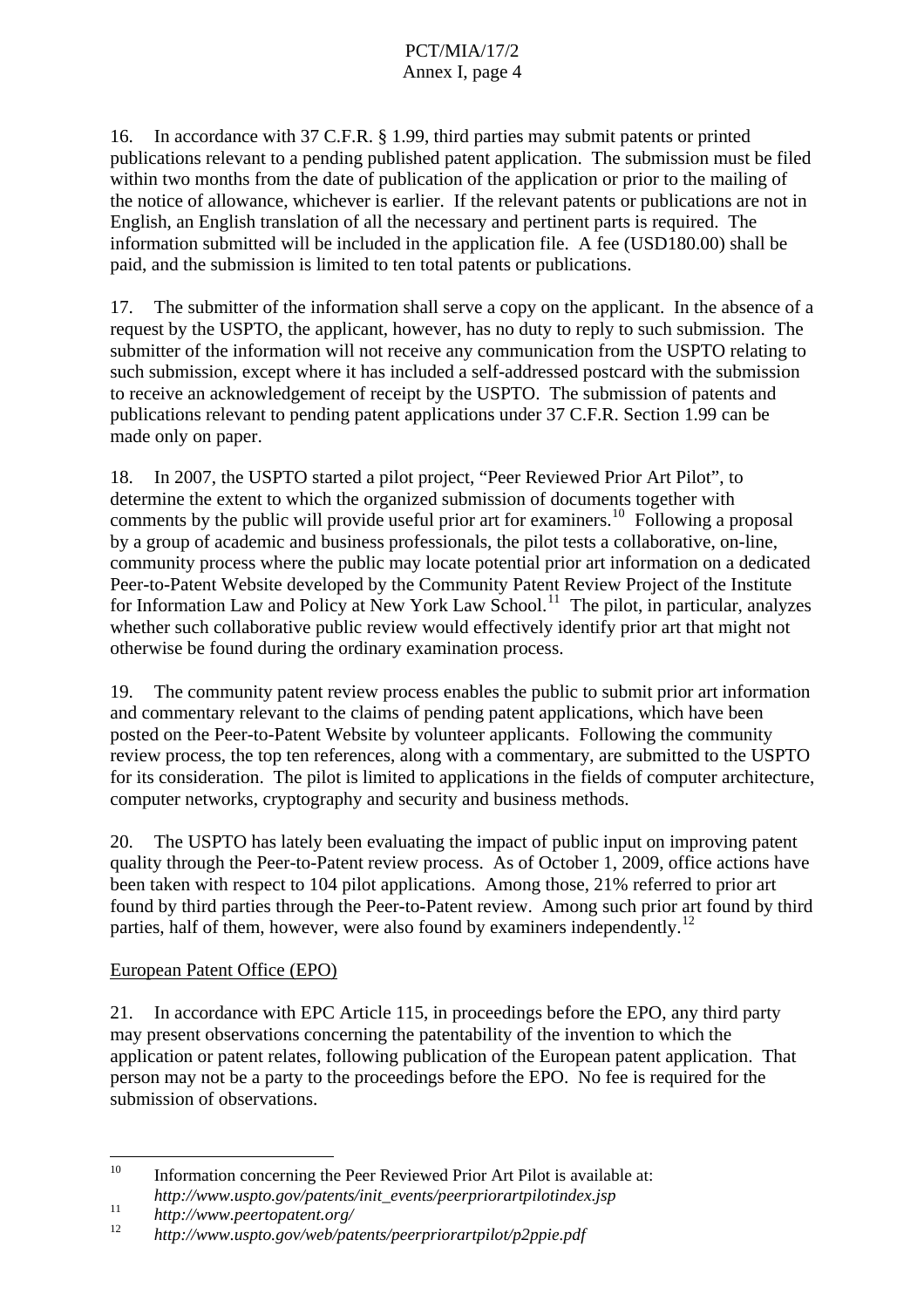16. In accordance with 37 C.F.R. § 1.99, third parties may submit patents or printed publications relevant to a pending published patent application. The submission must be filed within two months from the date of publication of the application or prior to the mailing of the notice of allowance, whichever is earlier. If the relevant patents or publications are not in English, an English translation of all the necessary and pertinent parts is required. The information submitted will be included in the application file. A fee (USD180.00) shall be paid, and the submission is limited to ten total patents or publications.

17. The submitter of the information shall serve a copy on the applicant. In the absence of a request by the USPTO, the applicant, however, has no duty to reply to such submission. The submitter of the information will not receive any communication from the USPTO relating to such submission, except where it has included a self-addressed postcard with the submission to receive an acknowledgement of receipt by the USPTO. The submission of patents and publications relevant to pending patent applications under 37 C.F.R. Section 1.99 can be made only on paper.

18. In 2007, the USPTO started a pilot project, "Peer Reviewed Prior Art Pilot", to determine the extent to which the organized submission of documents together with comments by the public will provide useful prior art for examiners.[10] Following a proposal by a group of academic and business professionals, the pilot tests a collaborative, on-line, community process where the public may locate potential prior art information on a dedicated Peer-to-Patent Website developed by the Community Patent Review Project of the Institute for Information Law and Policy at New York Law School.[11] The pilot, in particular, analyzes whether such collaborative public review would effectively identify prior art that might not otherwise be found during the ordinary examination process.

19. The community patent review process enables the public to submit prior art information and commentary relevant to the claims of pending patent applications, which have been posted on the Peer-to-Patent Website by volunteer applicants. Following the community review process, the top ten references, along with a commentary, are submitted to the USPTO for its consideration. The pilot is limited to applications in the fields of computer architecture, computer networks, cryptography and security and business methods.

20. The USPTO has lately been evaluating the impact of public input on improving patent quality through the Peer-to-Patent review process. As of October 1, 2009, office actions have been taken with respect to 104 pilot applications. Among those, 21% referred to prior art found by third parties through the Peer-to-Patent review. Among such prior art found by third parties, half of them, however, were also found by examiners independently.[12]

European Patent Office (EPO)

21. In accordance with EPC Article 115, in proceedings before the EPO, any third party may present observations concerning the patentability of the invention to which the application or patent relates, following publication of the European patent application. That person may not be a party to the proceedings before the EPO. No fee is required for the submission of observations.

---

[10] Information concerning the Peer Reviewed Prior Art Pilot is available at: *http://www.uspto.gov/patents/init_events/peerpriorartpilotindex.jsp*

[11] *http://www.peertopatent.org/*

[12] *http://www.uspto.gov/web/patents/peerpriorartpilot/p2ppie.pdf*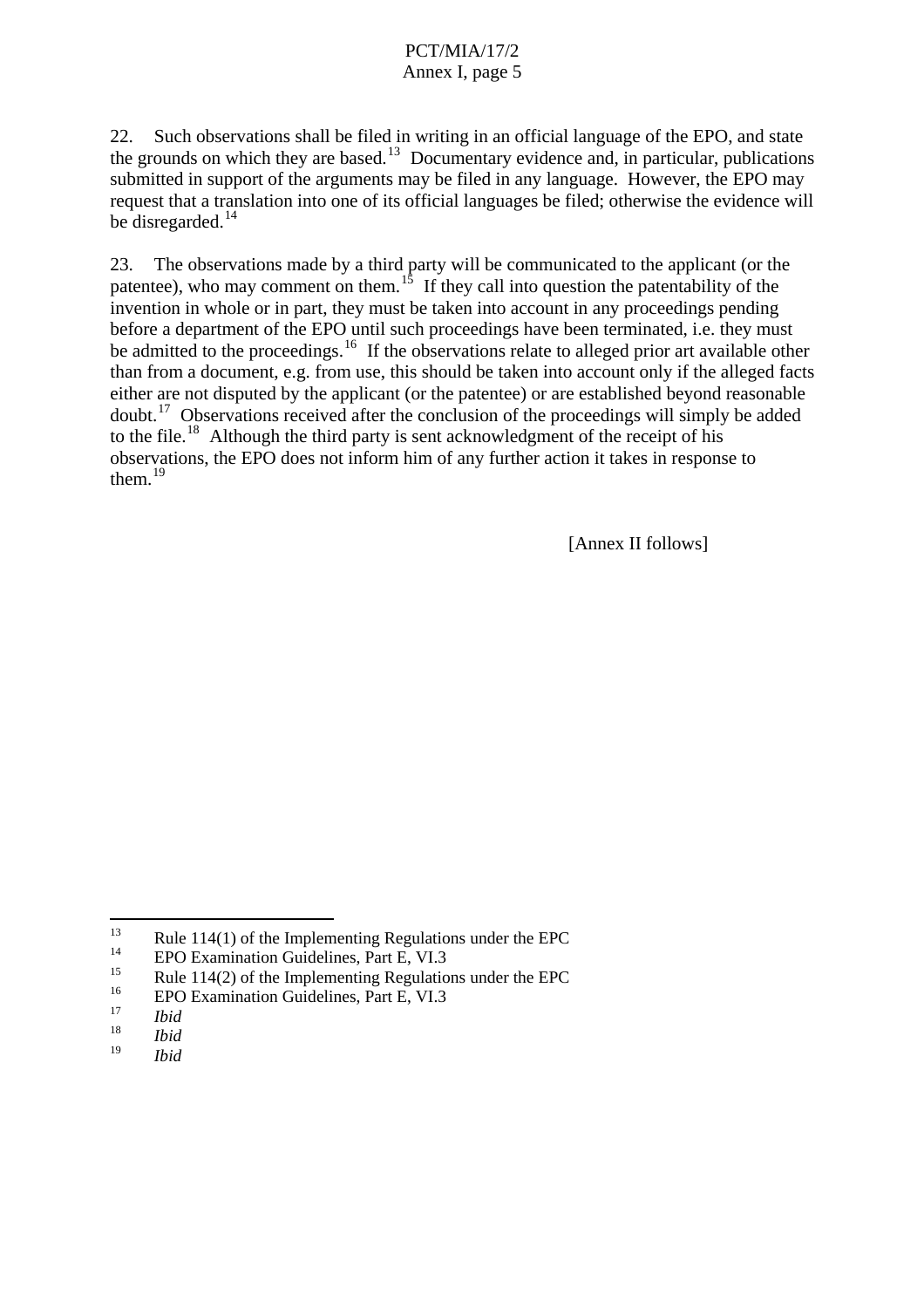22. Such observations shall be filed in writing in an official language of the EPO, and state the grounds on which they are based.[13] Documentary evidence and, in particular, publications submitted in support of the arguments may be filed in any language. However, the EPO may request that a translation into one of its official languages be filed; otherwise the evidence will be disregarded.[14]

23. The observations made by a third party will be communicated to the applicant (or the patentee), who may comment on them.[15] If they call into question the patentability of the invention in whole or in part, they must be taken into account in any proceedings pending before a department of the EPO until such proceedings have been terminated, i.e. they must be admitted to the proceedings.[16] If the observations relate to alleged prior art available other than from a document, e.g. from use, this should be taken into account only if the alleged facts either are not disputed by the applicant (or the patentee) or are established beyond reasonable doubt.[17] Observations received after the conclusion of the proceedings will simply be added to the file.[18] Although the third party is sent acknowledgment of the receipt of his observations, the EPO does not inform him of any further action it takes in response to them.[19]

[Annex II follows]

---

[13] Rule 114(1) of the Implementing Regulations under the EPC

[14] EPO Examination Guidelines, Part E, VI.3

[15] Rule 114(2) of the Implementing Regulations under the EPC

[16] EPO Examination Guidelines, Part E, VI.3

[17] *Ibid*

[18] *Ibid*

[19] *Ibid*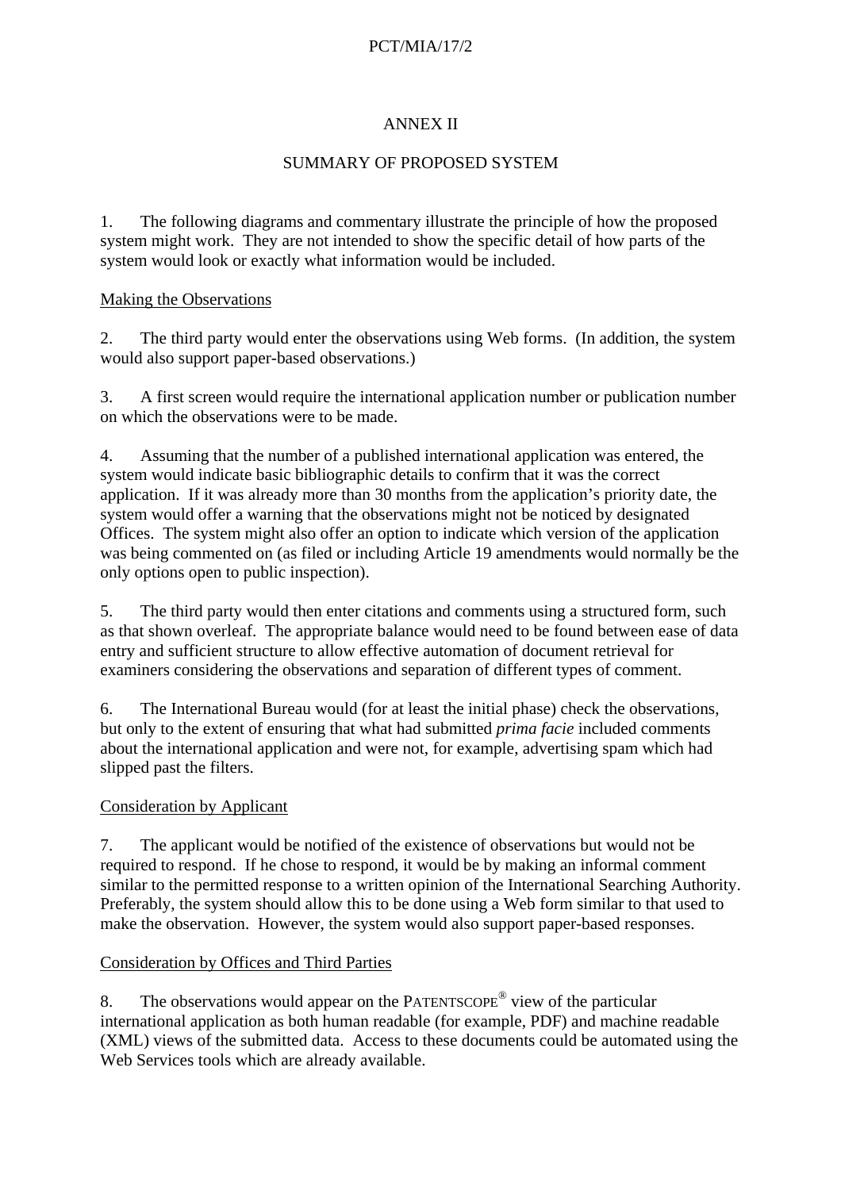# ANNEX II

## SUMMARY OF PROPOSED SYSTEM

1. The following diagrams and commentary illustrate the principle of how the proposed system might work. They are not intended to show the specific detail of how parts of the system would look or exactly what information would be included.

### Making the Observations

2. The third party would enter the observations using Web forms. (In addition, the system would also support paper-based observations.)

3. A first screen would require the international application number or publication number on which the observations were to be made.

4. Assuming that the number of a published international application was entered, the system would indicate basic bibliographic details to confirm that it was the correct application. If it was already more than 30 months from the application's priority date, the system would offer a warning that the observations might not be noticed by designated Offices. The system might also offer an option to indicate which version of the application was being commented on (as filed or including Article 19 amendments would normally be the only options open to public inspection).

5. The third party would then enter citations and comments using a structured form, such as that shown overleaf. The appropriate balance would need to be found between ease of data entry and sufficient structure to allow effective automation of document retrieval for examiners considering the observations and separation of different types of comment.

6. The International Bureau would (for at least the initial phase) check the observations, but only to the extent of ensuring that what had submitted *prima facie* included comments about the international application and were not, for example, advertising spam which had slipped past the filters.

### Consideration by Applicant

7. The applicant would be notified of the existence of observations but would not be required to respond. If he chose to respond, it would be by making an informal comment similar to the permitted response to a written opinion of the International Searching Authority. Preferably, the system should allow this to be done using a Web form similar to that used to make the observation. However, the system would also support paper-based responses.

### Consideration by Offices and Third Parties

8. The observations would appear on the PATENTSCOPE® view of the particular international application as both human readable (for example, PDF) and machine readable (XML) views of the submitted data. Access to these documents could be automated using the Web Services tools which are already available.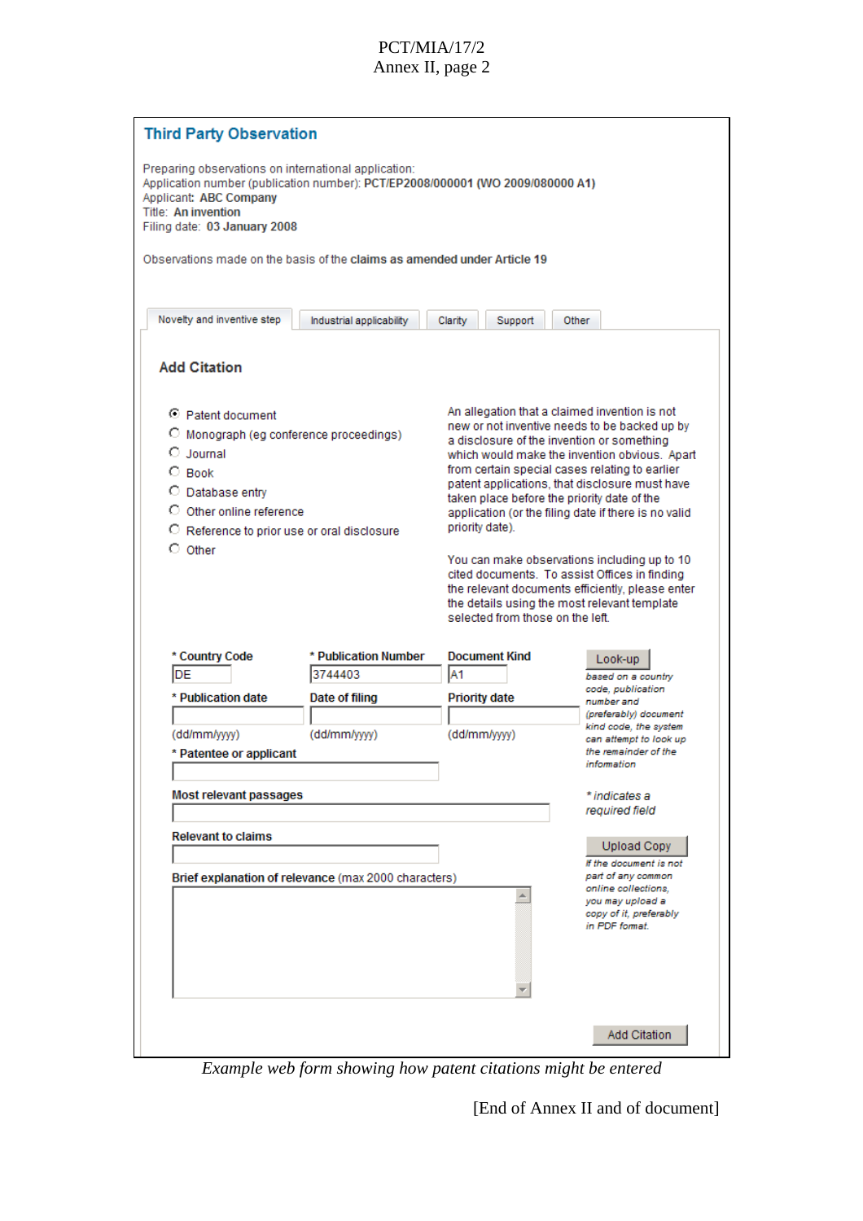## Third Party Observation

Preparing observations on international application:
Application number (publication number): **PCT/EP2008/000001 (WO 2009/080000 A1)**
Applicant: **ABC Company**
Title: **An invention**
Filing date: **03 January 2008**

Observations made on the basis of the **claims as amended under Article 19**

Novelty and inventive step | Industrial applicability | Clarity | Support | Other

### Add Citation

- (•) Patent document
- ( ) Monograph (eg conference proceedings)
- ( ) Journal
- ( ) Book
- ( ) Database entry
- ( ) Other online reference
- ( ) Reference to prior use or oral disclosure
- ( ) Other

An allegation that a claimed invention is not new or not inventive needs to be backed up by a disclosure of the invention or something which would make the invention obvious. Apart from certain special cases relating to earlier patent applications, that disclosure must have taken place before the priority date of the application (or the filing date if there is no valid priority date).

You can make observations including up to 10 cited documents. To assist Offices in finding the relevant documents efficiently, please enter the details using the most relevant template selected from those on the left.

**\* Country Code** DE

**\* Publication Number** 3744403

**Document Kind** A1

[Look-up] *based on a country code, publication number and (preferably) document kind code, the system can attempt to look up the remainder of the information*

**\* Publication date** (dd/mm/yyyy)

**Date of filing** (dd/mm/yyyy)

**Priority date** (dd/mm/yyyy)

**\* Patentee or applicant**

**Most relevant passages**

*\* indicates a required field*

**Relevant to claims**

[Upload Copy] *If the document is not part of any common online collections, you may upload a copy of it, preferably in PDF format.*

**Brief explanation of relevance** (max 2000 characters)

[Add Citation]

*Example web form showing how patent citations might be entered*

[End of Annex II and of document]